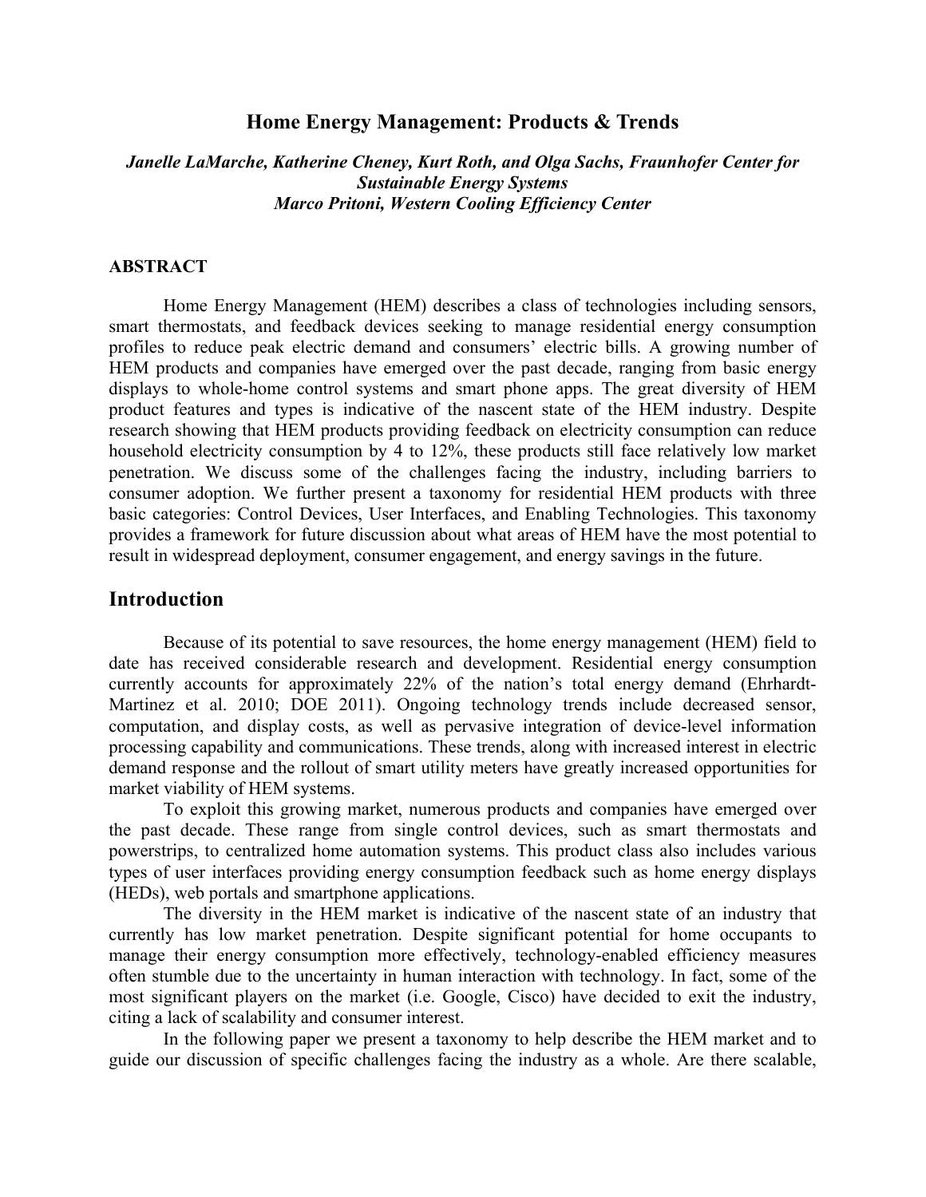# Home Energy Management: Products & Trends

*Janelle LaMarche, Katherine Cheney, Kurt Roth, and Olga Sachs, Fraunhofer Center for Sustainable Energy Systems*
*Marco Pritoni, Western Cooling Efficiency Center*

## ABSTRACT

Home Energy Management (HEM) describes a class of technologies including sensors, smart thermostats, and feedback devices seeking to manage residential energy consumption profiles to reduce peak electric demand and consumers' electric bills. A growing number of HEM products and companies have emerged over the past decade, ranging from basic energy displays to whole-home control systems and smart phone apps. The great diversity of HEM product features and types is indicative of the nascent state of the HEM industry. Despite research showing that HEM products providing feedback on electricity consumption can reduce household electricity consumption by 4 to 12%, these products still face relatively low market penetration. We discuss some of the challenges facing the industry, including barriers to consumer adoption. We further present a taxonomy for residential HEM products with three basic categories: Control Devices, User Interfaces, and Enabling Technologies. This taxonomy provides a framework for future discussion about what areas of HEM have the most potential to result in widespread deployment, consumer engagement, and energy savings in the future.

## Introduction

Because of its potential to save resources, the home energy management (HEM) field to date has received considerable research and development. Residential energy consumption currently accounts for approximately 22% of the nation's total energy demand (Ehrhardt-Martinez et al. 2010; DOE 2011). Ongoing technology trends include decreased sensor, computation, and display costs, as well as pervasive integration of device-level information processing capability and communications. These trends, along with increased interest in electric demand response and the rollout of smart utility meters have greatly increased opportunities for market viability of HEM systems.

To exploit this growing market, numerous products and companies have emerged over the past decade. These range from single control devices, such as smart thermostats and powerstrips, to centralized home automation systems. This product class also includes various types of user interfaces providing energy consumption feedback such as home energy displays (HEDs), web portals and smartphone applications.

The diversity in the HEM market is indicative of the nascent state of an industry that currently has low market penetration. Despite significant potential for home occupants to manage their energy consumption more effectively, technology-enabled efficiency measures often stumble due to the uncertainty in human interaction with technology. In fact, some of the most significant players on the market (i.e. Google, Cisco) have decided to exit the industry, citing a lack of scalability and consumer interest.

In the following paper we present a taxonomy to help describe the HEM market and to guide our discussion of specific challenges facing the industry as a whole. Are there scalable,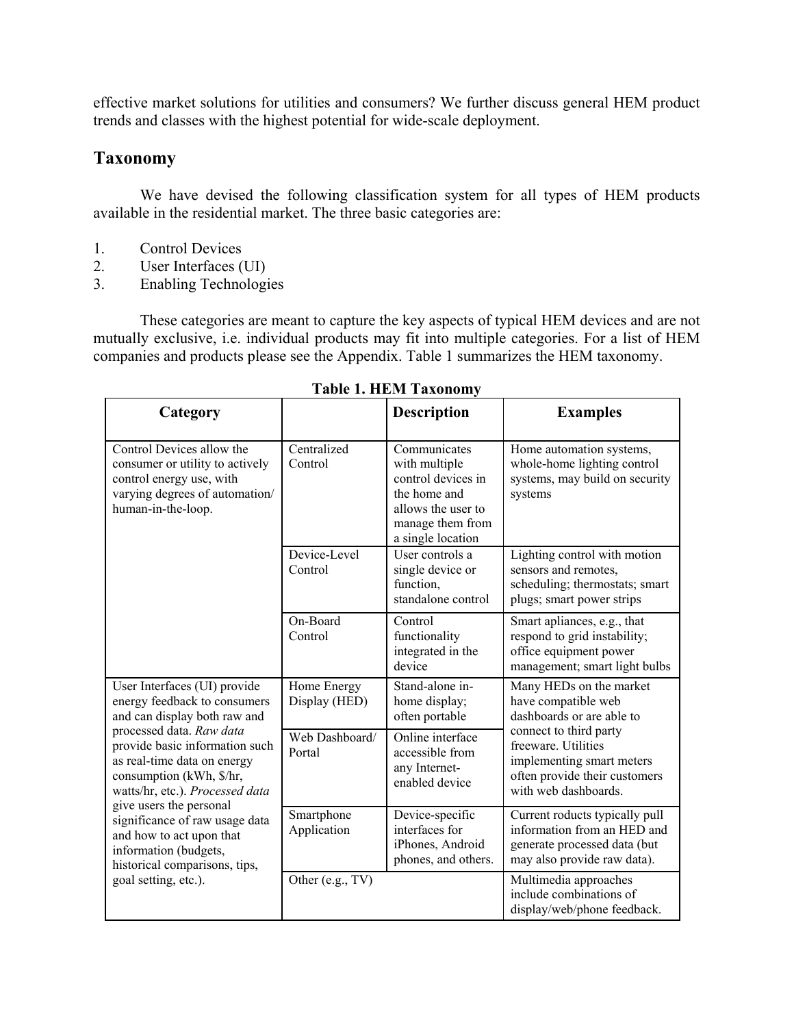effective market solutions for utilities and consumers? We further discuss general HEM product trends and classes with the highest potential for wide-scale deployment.

## Taxonomy

We have devised the following classification system for all types of HEM products available in the residential market. The three basic categories are:

1. Control Devices
2. User Interfaces (UI)
3. Enabling Technologies

These categories are meant to capture the key aspects of typical HEM devices and are not mutually exclusive, i.e. individual products may fit into multiple categories. For a list of HEM companies and products please see the Appendix. Table 1 summarizes the HEM taxonomy.

**Table 1. HEM Taxonomy**

| Category | | Description | Examples |
|---|---|---|---|
| Control Devices allow the consumer or utility to actively control energy use, with varying degrees of automation/ human-in-the-loop. | Centralized Control | Communicates with multiple control devices in the home and allows the user to manage them from a single location | Home automation systems, whole-home lighting control systems, may build on security systems |
| | Device-Level Control | User controls a single device or function, standalone control | Lighting control with motion sensors and remotes, scheduling; thermostats; smart plugs; smart power strips |
| | On-Board Control | Control functionality integrated in the device | Smart apliances, e.g., that respond to grid instability; office equipment power management; smart light bulbs |
| User Interfaces (UI) provide energy feedback to consumers and can display both raw and processed data. *Raw data* provide basic information such as real-time data on energy consumption (kWh, $/hr, watts/hr, etc.). *Processed data* give users the personal significance of raw usage data and how to act upon that information (budgets, historical comparisons, tips, goal setting, etc.). | Home Energy Display (HED) | Stand-alone in-home display; often portable | Many HEDs on the market have compatible web dashboards or are able to connect to third party freeware. Utilities implementing smart meters often provide their customers with web dashboards. |
| | Web Dashboard/ Portal | Online interface accessible from any Internet-enabled device | |
| | Smartphone Application | Device-specific interfaces for iPhones, Android phones, and others. | Current roducts typically pull information from an HED and generate processed data (but may also provide raw data). |
| | Other (e.g., TV) | | Multimedia approaches include combinations of display/web/phone feedback. |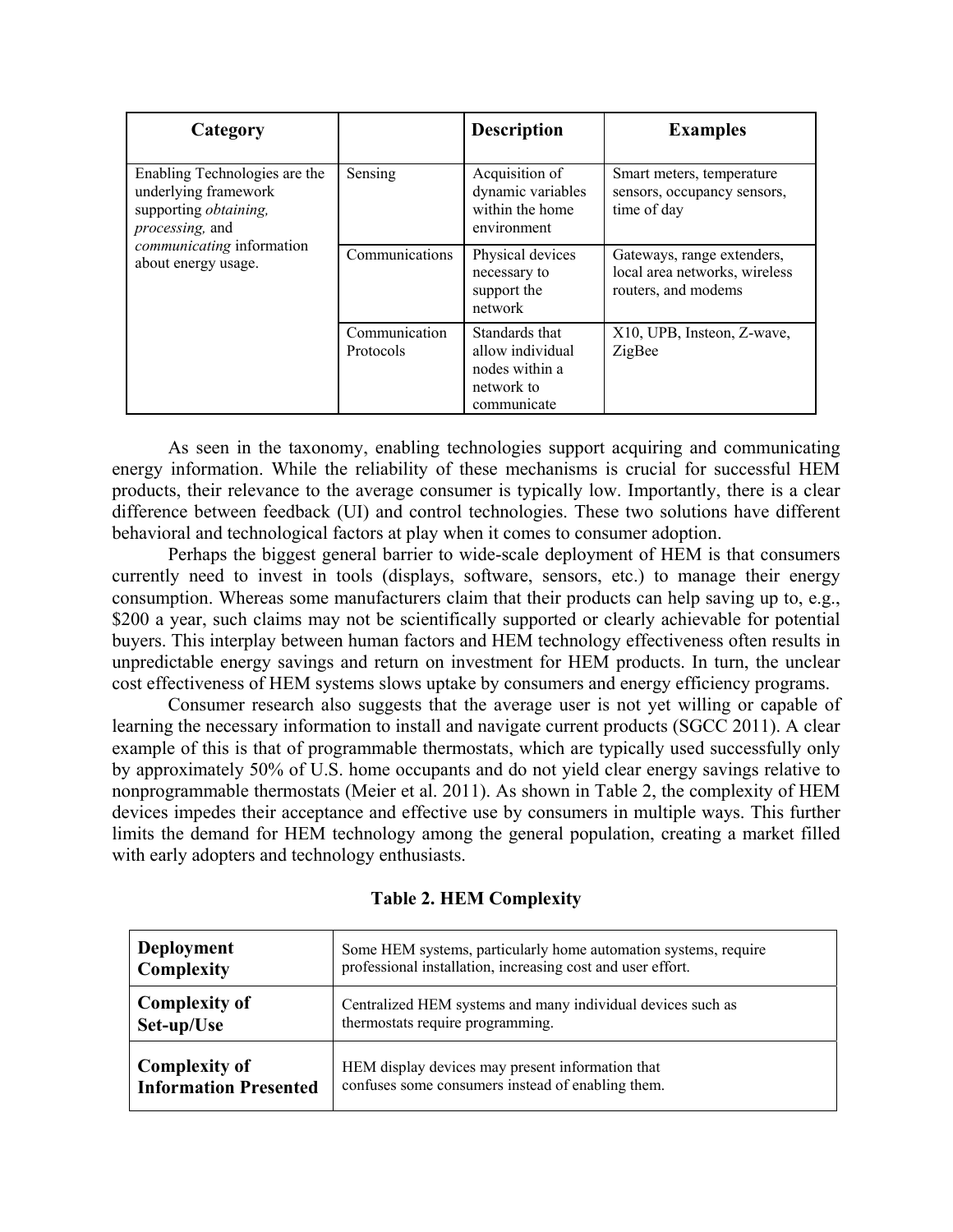| Category | | Description | Examples |
|---|---|---|---|
| Enabling Technologies are the underlying framework supporting *obtaining, processing,* and *communicating* information about energy usage. | Sensing | Acquisition of dynamic variables within the home environment | Smart meters, temperature sensors, occupancy sensors, time of day |
| | Communications | Physical devices necessary to support the network | Gateways, range extenders, local area networks, wireless routers, and modems |
| | Communication Protocols | Standards that allow individual nodes within a network to communicate | X10, UPB, Insteon, Z-wave, ZigBee |

As seen in the taxonomy, enabling technologies support acquiring and communicating energy information. While the reliability of these mechanisms is crucial for successful HEM products, their relevance to the average consumer is typically low. Importantly, there is a clear difference between feedback (UI) and control technologies. These two solutions have different behavioral and technological factors at play when it comes to consumer adoption.

Perhaps the biggest general barrier to wide-scale deployment of HEM is that consumers currently need to invest in tools (displays, software, sensors, etc.) to manage their energy consumption. Whereas some manufacturers claim that their products can help saving up to, e.g., $200 a year, such claims may not be scientifically supported or clearly achievable for potential buyers. This interplay between human factors and HEM technology effectiveness often results in unpredictable energy savings and return on investment for HEM products. In turn, the unclear cost effectiveness of HEM systems slows uptake by consumers and energy efficiency programs.

Consumer research also suggests that the average user is not yet willing or capable of learning the necessary information to install and navigate current products (SGCC 2011). A clear example of this is that of programmable thermostats, which are typically used successfully only by approximately 50% of U.S. home occupants and do not yield clear energy savings relative to nonprogrammable thermostats (Meier et al. 2011). As shown in Table 2, the complexity of HEM devices impedes their acceptance and effective use by consumers in multiple ways. This further limits the demand for HEM technology among the general population, creating a market filled with early adopters and technology enthusiasts.

**Table 2. HEM Complexity**

| | |
|---|---|
| **Deployment Complexity** | Some HEM systems, particularly home automation systems, require professional installation, increasing cost and user effort. |
| **Complexity of Set-up/Use** | Centralized HEM systems and many individual devices such as thermostats require programming. |
| **Complexity of Information Presented** | HEM display devices may present information that confuses some consumers instead of enabling them. |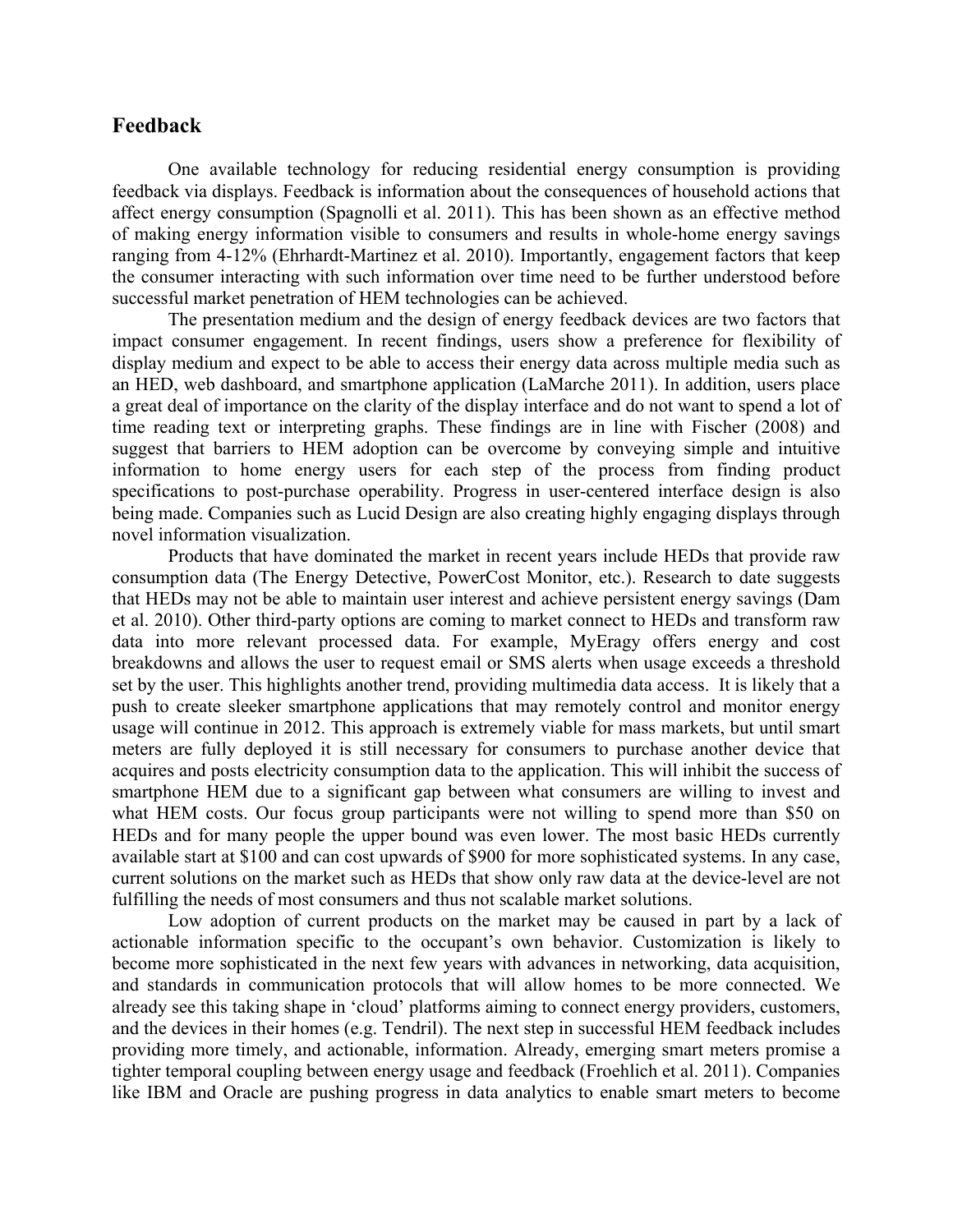## Feedback

One available technology for reducing residential energy consumption is providing feedback via displays. Feedback is information about the consequences of household actions that affect energy consumption (Spagnolli et al. 2011). This has been shown as an effective method of making energy information visible to consumers and results in whole-home energy savings ranging from 4-12% (Ehrhardt-Martinez et al. 2010). Importantly, engagement factors that keep the consumer interacting with such information over time need to be further understood before successful market penetration of HEM technologies can be achieved.

The presentation medium and the design of energy feedback devices are two factors that impact consumer engagement. In recent findings, users show a preference for flexibility of display medium and expect to be able to access their energy data across multiple media such as an HED, web dashboard, and smartphone application (LaMarche 2011). In addition, users place a great deal of importance on the clarity of the display interface and do not want to spend a lot of time reading text or interpreting graphs. These findings are in line with Fischer (2008) and suggest that barriers to HEM adoption can be overcome by conveying simple and intuitive information to home energy users for each step of the process from finding product specifications to post-purchase operability. Progress in user-centered interface design is also being made. Companies such as Lucid Design are also creating highly engaging displays through novel information visualization.

Products that have dominated the market in recent years include HEDs that provide raw consumption data (The Energy Detective, PowerCost Monitor, etc.). Research to date suggests that HEDs may not be able to maintain user interest and achieve persistent energy savings (Dam et al. 2010). Other third-party options are coming to market connect to HEDs and transform raw data into more relevant processed data. For example, MyEragy offers energy and cost breakdowns and allows the user to request email or SMS alerts when usage exceeds a threshold set by the user. This highlights another trend, providing multimedia data access. It is likely that a push to create sleeker smartphone applications that may remotely control and monitor energy usage will continue in 2012. This approach is extremely viable for mass markets, but until smart meters are fully deployed it is still necessary for consumers to purchase another device that acquires and posts electricity consumption data to the application. This will inhibit the success of smartphone HEM due to a significant gap between what consumers are willing to invest and what HEM costs. Our focus group participants were not willing to spend more than $50 on HEDs and for many people the upper bound was even lower. The most basic HEDs currently available start at $100 and can cost upwards of $900 for more sophisticated systems. In any case, current solutions on the market such as HEDs that show only raw data at the device-level are not fulfilling the needs of most consumers and thus not scalable market solutions.

Low adoption of current products on the market may be caused in part by a lack of actionable information specific to the occupant's own behavior. Customization is likely to become more sophisticated in the next few years with advances in networking, data acquisition, and standards in communication protocols that will allow homes to be more connected. We already see this taking shape in 'cloud' platforms aiming to connect energy providers, customers, and the devices in their homes (e.g. Tendril). The next step in successful HEM feedback includes providing more timely, and actionable, information. Already, emerging smart meters promise a tighter temporal coupling between energy usage and feedback (Froehlich et al. 2011). Companies like IBM and Oracle are pushing progress in data analytics to enable smart meters to become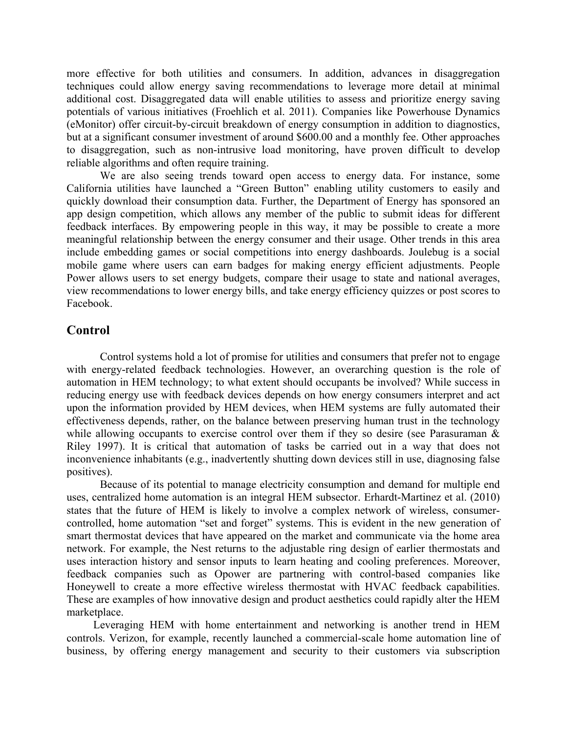more effective for both utilities and consumers. In addition, advances in disaggregation techniques could allow energy saving recommendations to leverage more detail at minimal additional cost. Disaggregated data will enable utilities to assess and prioritize energy saving potentials of various initiatives (Froehlich et al. 2011). Companies like Powerhouse Dynamics (eMonitor) offer circuit-by-circuit breakdown of energy consumption in addition to diagnostics, but at a significant consumer investment of around $600.00 and a monthly fee. Other approaches to disaggregation, such as non-intrusive load monitoring, have proven difficult to develop reliable algorithms and often require training.

We are also seeing trends toward open access to energy data. For instance, some California utilities have launched a "Green Button" enabling utility customers to easily and quickly download their consumption data. Further, the Department of Energy has sponsored an app design competition, which allows any member of the public to submit ideas for different feedback interfaces. By empowering people in this way, it may be possible to create a more meaningful relationship between the energy consumer and their usage. Other trends in this area include embedding games or social competitions into energy dashboards. Joulebug is a social mobile game where users can earn badges for making energy efficient adjustments. People Power allows users to set energy budgets, compare their usage to state and national averages, view recommendations to lower energy bills, and take energy efficiency quizzes or post scores to Facebook.

## Control

Control systems hold a lot of promise for utilities and consumers that prefer not to engage with energy-related feedback technologies. However, an overarching question is the role of automation in HEM technology; to what extent should occupants be involved? While success in reducing energy use with feedback devices depends on how energy consumers interpret and act upon the information provided by HEM devices, when HEM systems are fully automated their effectiveness depends, rather, on the balance between preserving human trust in the technology while allowing occupants to exercise control over them if they so desire (see Parasuraman & Riley 1997). It is critical that automation of tasks be carried out in a way that does not inconvenience inhabitants (e.g., inadvertently shutting down devices still in use, diagnosing false positives).

Because of its potential to manage electricity consumption and demand for multiple end uses, centralized home automation is an integral HEM subsector. Erhardt-Martinez et al. (2010) states that the future of HEM is likely to involve a complex network of wireless, consumer-controlled, home automation "set and forget" systems. This is evident in the new generation of smart thermostat devices that have appeared on the market and communicate via the home area network. For example, the Nest returns to the adjustable ring design of earlier thermostats and uses interaction history and sensor inputs to learn heating and cooling preferences. Moreover, feedback companies such as Opower are partnering with control-based companies like Honeywell to create a more effective wireless thermostat with HVAC feedback capabilities. These are examples of how innovative design and product aesthetics could rapidly alter the HEM marketplace.

Leveraging HEM with home entertainment and networking is another trend in HEM controls. Verizon, for example, recently launched a commercial-scale home automation line of business, by offering energy management and security to their customers via subscription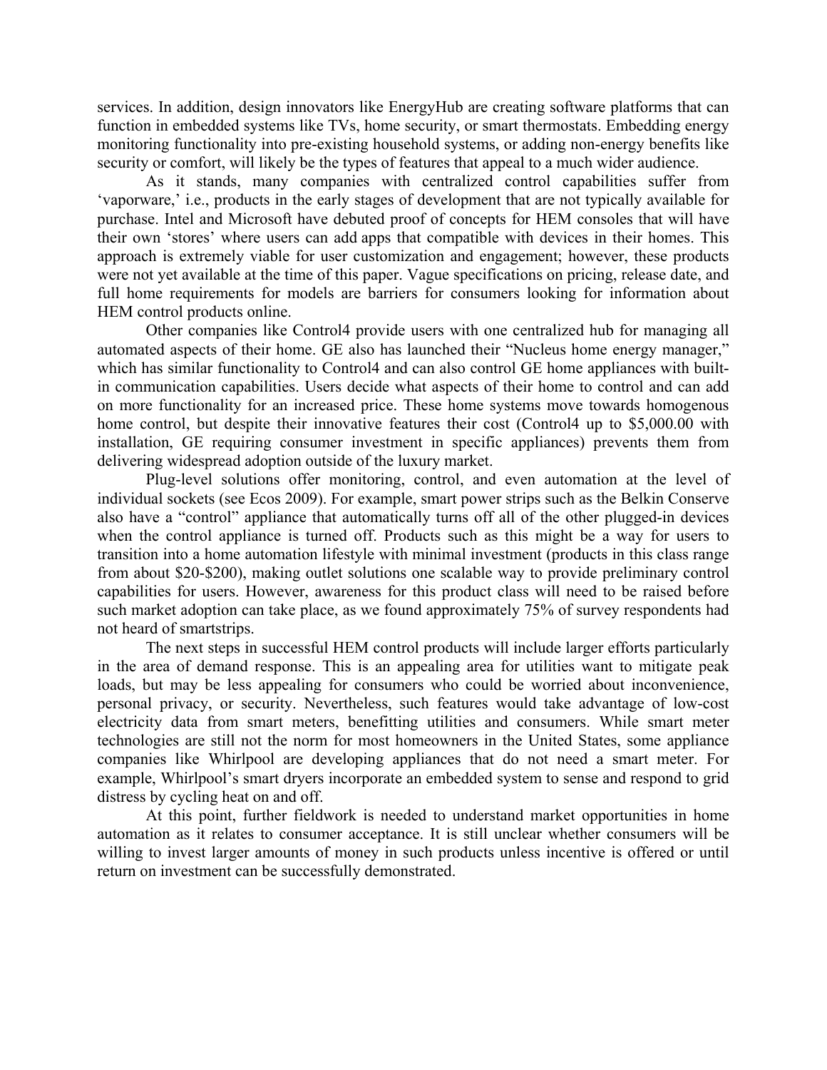services. In addition, design innovators like EnergyHub are creating software platforms that can function in embedded systems like TVs, home security, or smart thermostats. Embedding energy monitoring functionality into pre-existing household systems, or adding non-energy benefits like security or comfort, will likely be the types of features that appeal to a much wider audience.

As it stands, many companies with centralized control capabilities suffer from 'vaporware,' i.e., products in the early stages of development that are not typically available for purchase. Intel and Microsoft have debuted proof of concepts for HEM consoles that will have their own 'stores' where users can add apps that compatible with devices in their homes. This approach is extremely viable for user customization and engagement; however, these products were not yet available at the time of this paper. Vague specifications on pricing, release date, and full home requirements for models are barriers for consumers looking for information about HEM control products online.

Other companies like Control4 provide users with one centralized hub for managing all automated aspects of their home. GE also has launched their "Nucleus home energy manager," which has similar functionality to Control4 and can also control GE home appliances with built-in communication capabilities. Users decide what aspects of their home to control and can add on more functionality for an increased price. These home systems move towards homogenous home control, but despite their innovative features their cost (Control4 up to $5,000.00 with installation, GE requiring consumer investment in specific appliances) prevents them from delivering widespread adoption outside of the luxury market.

Plug-level solutions offer monitoring, control, and even automation at the level of individual sockets (see Ecos 2009). For example, smart power strips such as the Belkin Conserve also have a "control" appliance that automatically turns off all of the other plugged-in devices when the control appliance is turned off. Products such as this might be a way for users to transition into a home automation lifestyle with minimal investment (products in this class range from about $20-$200), making outlet solutions one scalable way to provide preliminary control capabilities for users. However, awareness for this product class will need to be raised before such market adoption can take place, as we found approximately 75% of survey respondents had not heard of smartstrips.

The next steps in successful HEM control products will include larger efforts particularly in the area of demand response. This is an appealing area for utilities want to mitigate peak loads, but may be less appealing for consumers who could be worried about inconvenience, personal privacy, or security. Nevertheless, such features would take advantage of low-cost electricity data from smart meters, benefitting utilities and consumers. While smart meter technologies are still not the norm for most homeowners in the United States, some appliance companies like Whirlpool are developing appliances that do not need a smart meter. For example, Whirlpool's smart dryers incorporate an embedded system to sense and respond to grid distress by cycling heat on and off.

At this point, further fieldwork is needed to understand market opportunities in home automation as it relates to consumer acceptance. It is still unclear whether consumers will be willing to invest larger amounts of money in such products unless incentive is offered or until return on investment can be successfully demonstrated.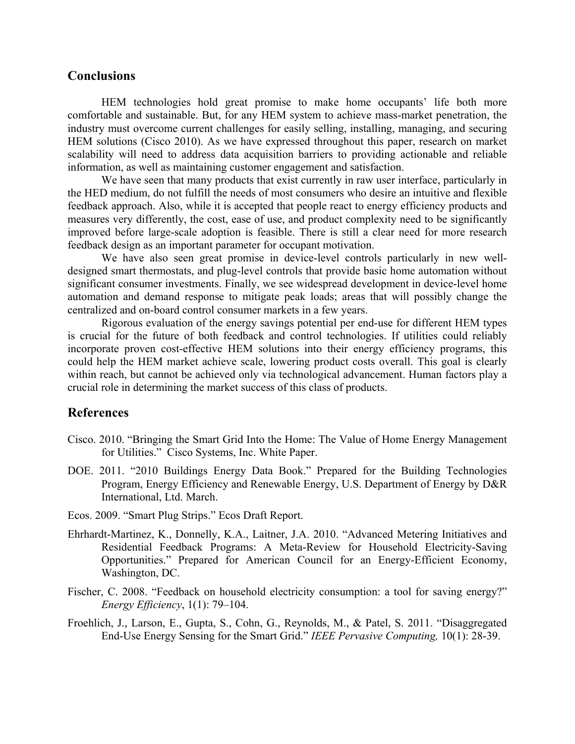## Conclusions

HEM technologies hold great promise to make home occupants' life both more comfortable and sustainable. But, for any HEM system to achieve mass-market penetration, the industry must overcome current challenges for easily selling, installing, managing, and securing HEM solutions (Cisco 2010). As we have expressed throughout this paper, research on market scalability will need to address data acquisition barriers to providing actionable and reliable information, as well as maintaining customer engagement and satisfaction.

We have seen that many products that exist currently in raw user interface, particularly in the HED medium, do not fulfill the needs of most consumers who desire an intuitive and flexible feedback approach. Also, while it is accepted that people react to energy efficiency products and measures very differently, the cost, ease of use, and product complexity need to be significantly improved before large-scale adoption is feasible. There is still a clear need for more research feedback design as an important parameter for occupant motivation.

We have also seen great promise in device-level controls particularly in new well-designed smart thermostats, and plug-level controls that provide basic home automation without significant consumer investments. Finally, we see widespread development in device-level home automation and demand response to mitigate peak loads; areas that will possibly change the centralized and on-board control consumer markets in a few years.

Rigorous evaluation of the energy savings potential per end-use for different HEM types is crucial for the future of both feedback and control technologies. If utilities could reliably incorporate proven cost-effective HEM solutions into their energy efficiency programs, this could help the HEM market achieve scale, lowering product costs overall. This goal is clearly within reach, but cannot be achieved only via technological advancement. Human factors play a crucial role in determining the market success of this class of products.

## References

Cisco. 2010. "Bringing the Smart Grid Into the Home: The Value of Home Energy Management for Utilities." Cisco Systems, Inc. White Paper.

DOE. 2011. "2010 Buildings Energy Data Book." Prepared for the Building Technologies Program, Energy Efficiency and Renewable Energy, U.S. Department of Energy by D&R International, Ltd. March.

Ecos. 2009. "Smart Plug Strips." Ecos Draft Report.

Ehrhardt-Martinez, K., Donnelly, K.A., Laitner, J.A. 2010. "Advanced Metering Initiatives and Residential Feedback Programs: A Meta-Review for Household Electricity-Saving Opportunities." Prepared for American Council for an Energy-Efficient Economy, Washington, DC.

Fischer, C. 2008. "Feedback on household electricity consumption: a tool for saving energy?" *Energy Efficiency*, 1(1): 79–104.

Froehlich, J., Larson, E., Gupta, S., Cohn, G., Reynolds, M., & Patel, S. 2011. "Disaggregated End-Use Energy Sensing for the Smart Grid." *IEEE Pervasive Computing,* 10(1): 28-39.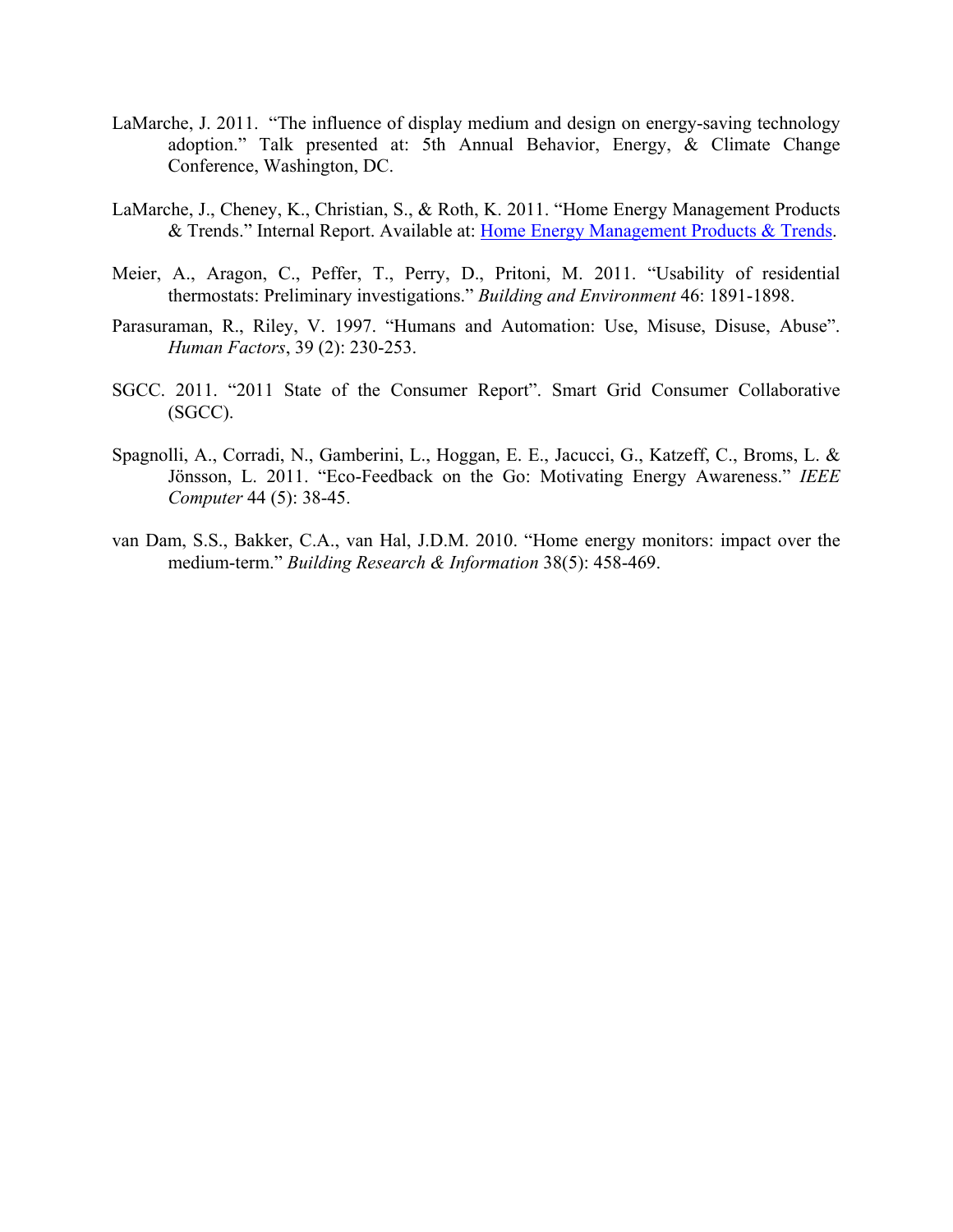LaMarche, J. 2011. "The influence of display medium and design on energy-saving technology adoption." Talk presented at: 5th Annual Behavior, Energy, & Climate Change Conference, Washington, DC.

LaMarche, J., Cheney, K., Christian, S., & Roth, K. 2011. "Home Energy Management Products & Trends." Internal Report. Available at: Home Energy Management Products & Trends.

Meier, A., Aragon, C., Peffer, T., Perry, D., Pritoni, M. 2011. "Usability of residential thermostats: Preliminary investigations." *Building and Environment* 46: 1891-1898.

Parasuraman, R., Riley, V. 1997. "Humans and Automation: Use, Misuse, Disuse, Abuse". *Human Factors*, 39 (2): 230-253.

SGCC. 2011. "2011 State of the Consumer Report". Smart Grid Consumer Collaborative (SGCC).

Spagnolli, A., Corradi, N., Gamberini, L., Hoggan, E. E., Jacucci, G., Katzeff, C., Broms, L. & Jönsson, L. 2011. "Eco-Feedback on the Go: Motivating Energy Awareness." *IEEE Computer* 44 (5): 38-45.

van Dam, S.S., Bakker, C.A., van Hal, J.D.M. 2010. "Home energy monitors: impact over the medium-term." *Building Research & Information* 38(5): 458-469.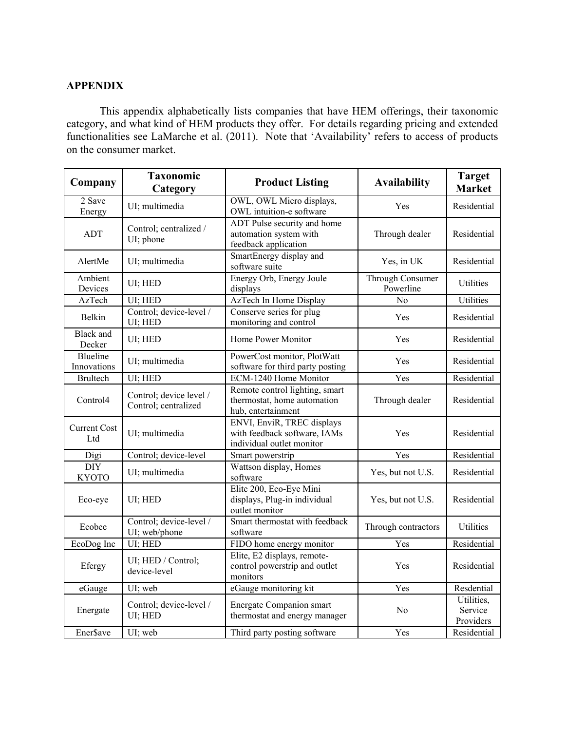## APPENDIX

This appendix alphabetically lists companies that have HEM offerings, their taxonomic category, and what kind of HEM products they offer. For details regarding pricing and extended functionalities see LaMarche et al. (2011). Note that 'Availability' refers to access of products on the consumer market.

| Company | Taxonomic Category | Product Listing | Availability | Target Market |
|---|---|---|---|---|
| 2 Save Energy | UI; multimedia | OWL, OWL Micro displays, OWL intuition-e software | Yes | Residential |
| ADT | Control; centralized / UI; phone | ADT Pulse security and home automation system with feedback application | Through dealer | Residential |
| AlertMe | UI; multimedia | SmartEnergy display and software suite | Yes, in UK | Residential |
| Ambient Devices | UI; HED | Energy Orb, Energy Joule displays | Through Consumer Powerline | Utilities |
| AzTech | UI; HED | AzTech In Home Display | No | Utilities |
| Belkin | Control; device-level / UI; HED | Conserve series for plug monitoring and control | Yes | Residential |
| Black and Decker | UI; HED | Home Power Monitor | Yes | Residential |
| Blueline Innovations | UI; multimedia | PowerCost monitor, PlotWatt software for third party posting | Yes | Residential |
| Brultech | UI; HED | ECM-1240 Home Monitor | Yes | Residential |
| Control4 | Control; device level / Control; centralized | Remote control lighting, smart thermostat, home automation hub, entertainment | Through dealer | Residential |
| Current Cost Ltd | UI; multimedia | ENVI, EnviR, TREC displays with feedback software, IAMs individual outlet monitor | Yes | Residential |
| Digi | Control; device-level | Smart powerstrip | Yes | Residential |
| DIY KYOTO | UI; multimedia | Wattson display, Homes software | Yes, but not U.S. | Residential |
| Eco-eye | UI; HED | Elite 200, Eco-Eye Mini displays, Plug-in individual outlet monitor | Yes, but not U.S. | Residential |
| Ecobee | Control; device-level / UI; web/phone | Smart thermostat with feedback software | Through contractors | Utilities |
| EcoDog Inc | UI; HED | FIDO home energy monitor | Yes | Residential |
| Efergy | UI; HED / Control; device-level | Elite, E2 displays, remote-control powerstrip and outlet monitors | Yes | Residential |
| eGauge | UI; web | eGauge monitoring kit | Yes | Resdential |
| Energate | Control; device-level / UI; HED | Energate Companion smart thermostat and energy manager | No | Utilities, Service Providers |
| Ener$ave | UI; web | Third party posting software | Yes | Residential |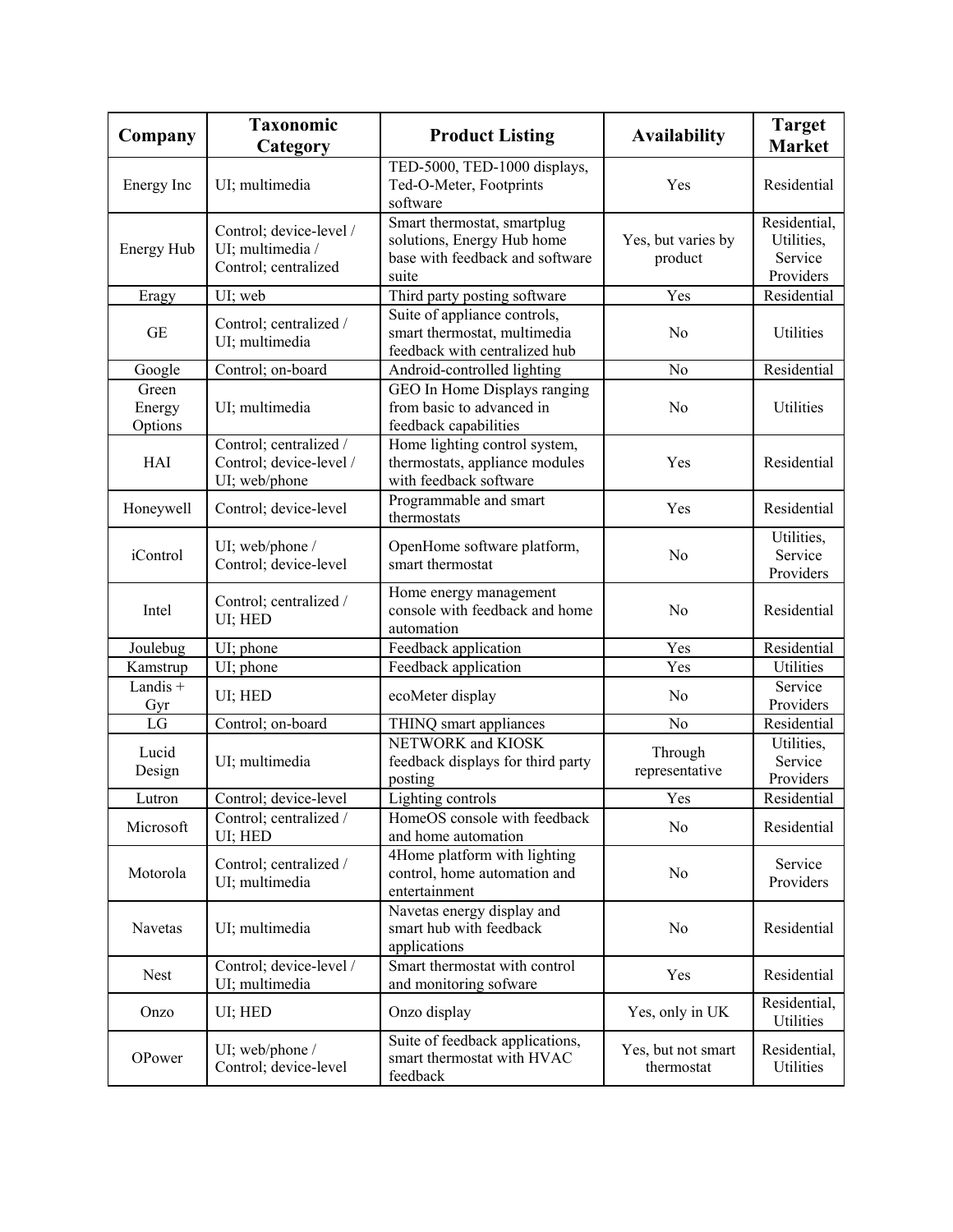| Company | Taxonomic Category | Product Listing | Availability | Target Market |
|---|---|---|---|---|
| Energy Inc | UI; multimedia | TED-5000, TED-1000 displays, Ted-O-Meter, Footprints software | Yes | Residential |
| Energy Hub | Control; device-level / UI; multimedia / Control; centralized | Smart thermostat, smartplug solutions, Energy Hub home base with feedback and software suite | Yes, but varies by product | Residential, Utilities, Service Providers |
| Eragy | UI; web | Third party posting software | Yes | Residential |
| GE | Control; centralized / UI; multimedia | Suite of appliance controls, smart thermostat, multimedia feedback with centralized hub | No | Utilities |
| Google | Control; on-board | Android-controlled lighting | No | Residential |
| Green Energy Options | UI; multimedia | GEO In Home Displays ranging from basic to advanced in feedback capabilities | No | Utilities |
| HAI | Control; centralized / Control; device-level / UI; web/phone | Home lighting control system, thermostats, appliance modules with feedback software | Yes | Residential |
| Honeywell | Control; device-level | Programmable and smart thermostats | Yes | Residential |
| iControl | UI; web/phone / Control; device-level | OpenHome software platform, smart thermostat | No | Utilities, Service Providers |
| Intel | Control; centralized / UI; HED | Home energy management console with feedback and home automation | No | Residential |
| Joulebug | UI; phone | Feedback application | Yes | Residential |
| Kamstrup | UI; phone | Feedback application | Yes | Utilities |
| Landis + Gyr | UI; HED | ecoMeter display | No | Service Providers |
| LG | Control; on-board | THINQ smart appliances | No | Residential |
| Lucid Design | UI; multimedia | NETWORK and KIOSK feedback displays for third party posting | Through representative | Utilities, Service Providers |
| Lutron | Control; device-level | Lighting controls | Yes | Residential |
| Microsoft | Control; centralized / UI; HED | HomeOS console with feedback and home automation | No | Residential |
| Motorola | Control; centralized / UI; multimedia | 4Home platform with lighting control, home automation and entertainment | No | Service Providers |
| Navetas | UI; multimedia | Navetas energy display and smart hub with feedback applications | No | Residential |
| Nest | Control; device-level / UI; multimedia | Smart thermostat with control and monitoring sofware | Yes | Residential |
| Onzo | UI; HED | Onzo display | Yes, only in UK | Residential, Utilities |
| OPower | UI; web/phone / Control; device-level | Suite of feedback applications, smart thermostat with HVAC feedback | Yes, but not smart thermostat | Residential, Utilities |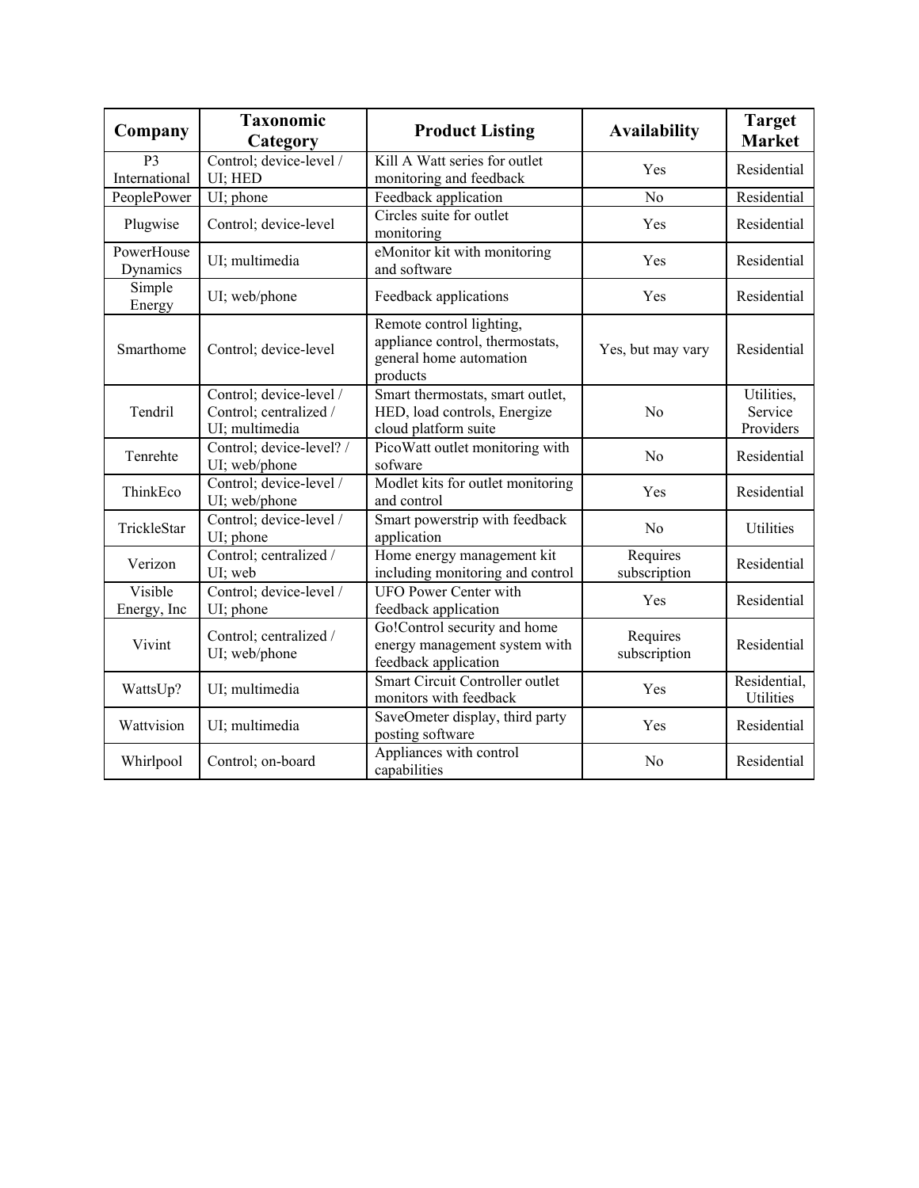| Company | Taxonomic Category | Product Listing | Availability | Target Market |
|---|---|---|---|---|
| P3 International | Control; device-level / UI; HED | Kill A Watt series for outlet monitoring and feedback | Yes | Residential |
| PeoplePower | UI; phone | Feedback application | No | Residential |
| Plugwise | Control; device-level | Circles suite for outlet monitoring | Yes | Residential |
| PowerHouse Dynamics | UI; multimedia | eMonitor kit with monitoring and software | Yes | Residential |
| Simple Energy | UI; web/phone | Feedback applications | Yes | Residential |
| Smarthome | Control; device-level | Remote control lighting, appliance control, thermostats, general home automation products | Yes, but may vary | Residential |
| Tendril | Control; device-level / Control; centralized / UI; multimedia | Smart thermostats, smart outlet, HED, load controls, Energize cloud platform suite | No | Utilities, Service Providers |
| Tenrehte | Control; device-level? / UI; web/phone | PicoWatt outlet monitoring with sofware | No | Residential |
| ThinkEco | Control; device-level / UI; web/phone | Modlet kits for outlet monitoring and control | Yes | Residential |
| TrickleStar | Control; device-level / UI; phone | Smart powerstrip with feedback application | No | Utilities |
| Verizon | Control; centralized / UI; web | Home energy management kit including monitoring and control | Requires subscription | Residential |
| Visible Energy, Inc | Control; device-level / UI; phone | UFO Power Center with feedback application | Yes | Residential |
| Vivint | Control; centralized / UI; web/phone | Go!Control security and home energy management system with feedback application | Requires subscription | Residential |
| WattsUp? | UI; multimedia | Smart Circuit Controller outlet monitors with feedback | Yes | Residential, Utilities |
| Wattvision | UI; multimedia | SaveOmeter display, third party posting software | Yes | Residential |
| Whirlpool | Control; on-board | Appliances with control capabilities | No | Residential |